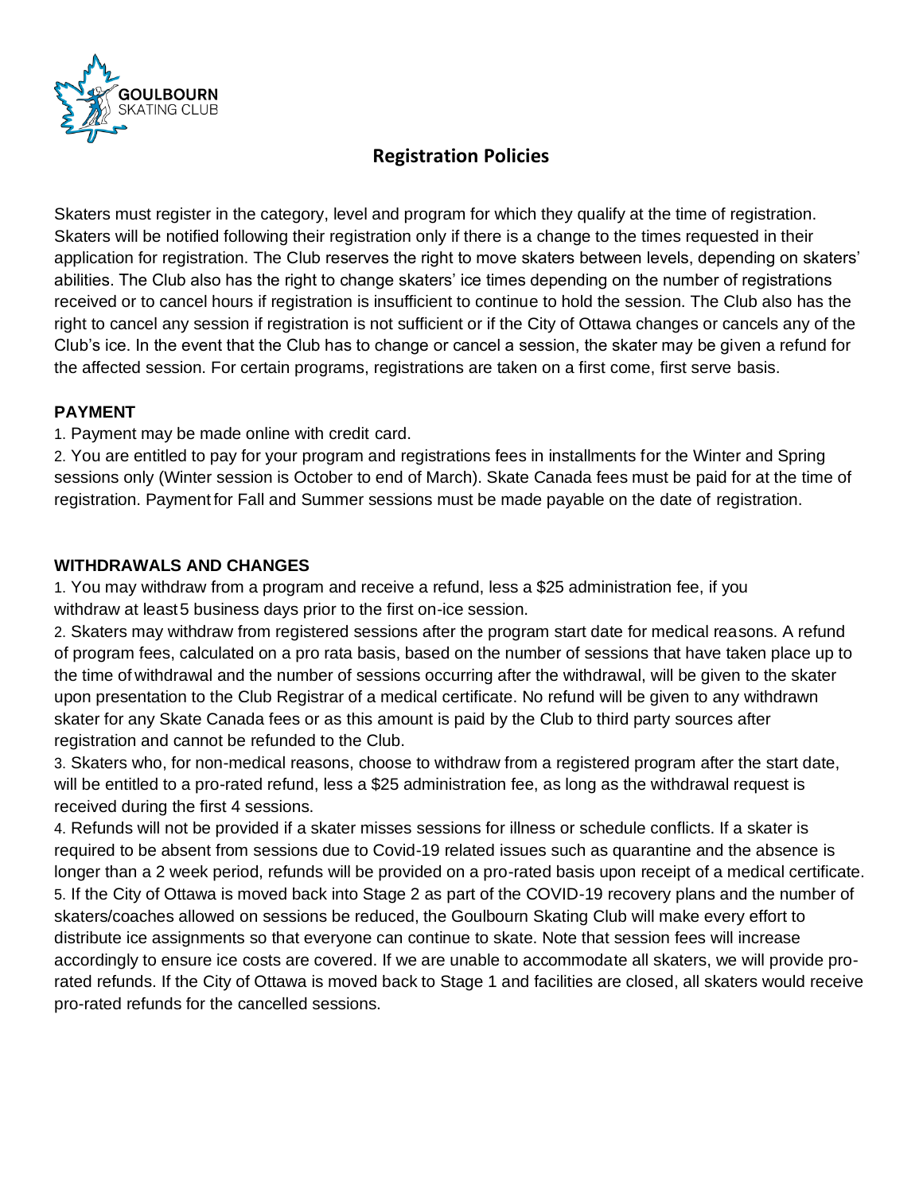# Registration Policies

Skaters must register in the category, level and program for which they qualify at the time of registration. Skaters will be notified following their registration only if there is a change to the times requested in their application for registration. The Club reserves the right to move skaters between levels, depending on skaters' abilities. The Club also has the right to change skaters' ice times depending on the number of registrations received or to cancel hours if registration is insufficient to continue to hold the session. The Club also has the right to cancel any session if registration is not sufficient or if the City of Ottawa changes or cancels any of the Club's ice. In the event that the Club has to change or cancel a session, the skater may be given a refund for the affected session. For certain programs, registrations are taken on a first come, first serve basis.

## PAYMENT

1. Payment may be made online with credit card.
2. You are entitled to pay for your program and registrations fees in installments for the Winter and Spring sessions only (Winter session is October to end of March). Skate Canada fees must be paid for at the time of registration. Payment for Fall and Summer sessions must be made payable on the date of registration.

## WITHDRAWALS AND CHANGES

1. You may withdraw from a program and receive a refund, less a $25 administration fee, if you withdraw at least 5 business days prior to the first on-ice session.
2. Skaters may withdraw from registered sessions after the program start date for medical reasons. A refund of program fees, calculated on a pro rata basis, based on the number of sessions that have taken place up to the time of withdrawal and the number of sessions occurring after the withdrawal, will be given to the skater upon presentation to the Club Registrar of a medical certificate. No refund will be given to any withdrawn skater for any Skate Canada fees or as this amount is paid by the Club to third party sources after registration and cannot be refunded to the Club.
3. Skaters who, for non-medical reasons, choose to withdraw from a registered program after the start date, will be entitled to a pro-rated refund, less a $25 administration fee, as long as the withdrawal request is received during the first 4 sessions.
4. Refunds will not be provided if a skater misses sessions for illness or schedule conflicts. If a skater is required to be absent from sessions due to Covid-19 related issues such as quarantine and the absence is longer than a 2 week period, refunds will be provided on a pro-rated basis upon receipt of a medical certificate.
5. If the City of Ottawa is moved back into Stage 2 as part of the COVID-19 recovery plans and the number of skaters/coaches allowed on sessions be reduced, the Goulbourn Skating Club will make every effort to distribute ice assignments so that everyone can continue to skate. Note that session fees will increase accordingly to ensure ice costs are covered. If we are unable to accommodate all skaters, we will provide pro-rated refunds. If the City of Ottawa is moved back to Stage 1 and facilities are closed, all skaters would receive pro-rated refunds for the cancelled sessions.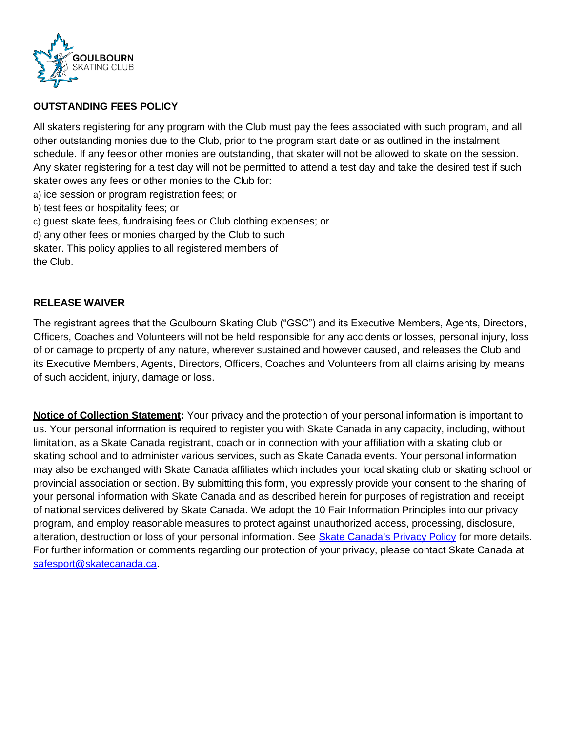## OUTSTANDING FEES POLICY

All skaters registering for any program with the Club must pay the fees associated with such program, and all other outstanding monies due to the Club, prior to the program start date or as outlined in the instalment schedule. If any fees or other monies are outstanding, that skater will not be allowed to skate on the session. Any skater registering for a test day will not be permitted to attend a test day and take the desired test if such skater owes any fees or other monies to the Club for:

a) ice session or program registration fees; or
b) test fees or hospitality fees; or
c) guest skate fees, fundraising fees or Club clothing expenses; or
d) any other fees or monies charged by the Club to such skater. This policy applies to all registered members of the Club.

## RELEASE WAIVER

The registrant agrees that the Goulbourn Skating Club ("GSC") and its Executive Members, Agents, Directors, Officers, Coaches and Volunteers will not be held responsible for any accidents or losses, personal injury, loss of or damage to property of any nature, wherever sustained and however caused, and releases the Club and its Executive Members, Agents, Directors, Officers, Coaches and Volunteers from all claims arising by means of such accident, injury, damage or loss.

**Notice of Collection Statement:** Your privacy and the protection of your personal information is important to us. Your personal information is required to register you with Skate Canada in any capacity, including, without limitation, as a Skate Canada registrant, coach or in connection with your affiliation with a skating club or skating school and to administer various services, such as Skate Canada events. Your personal information may also be exchanged with Skate Canada affiliates which includes your local skating club or skating school or provincial association or section. By submitting this form, you expressly provide your consent to the sharing of your personal information with Skate Canada and as described herein for purposes of registration and receipt of national services delivered by Skate Canada. We adopt the 10 Fair Information Principles into our privacy program, and employ reasonable measures to protect against unauthorized access, processing, disclosure, alteration, destruction or loss of your personal information. See Skate Canada's Privacy Policy for more details. For further information or comments regarding our protection of your privacy, please contact Skate Canada at safesport@skatecanada.ca.